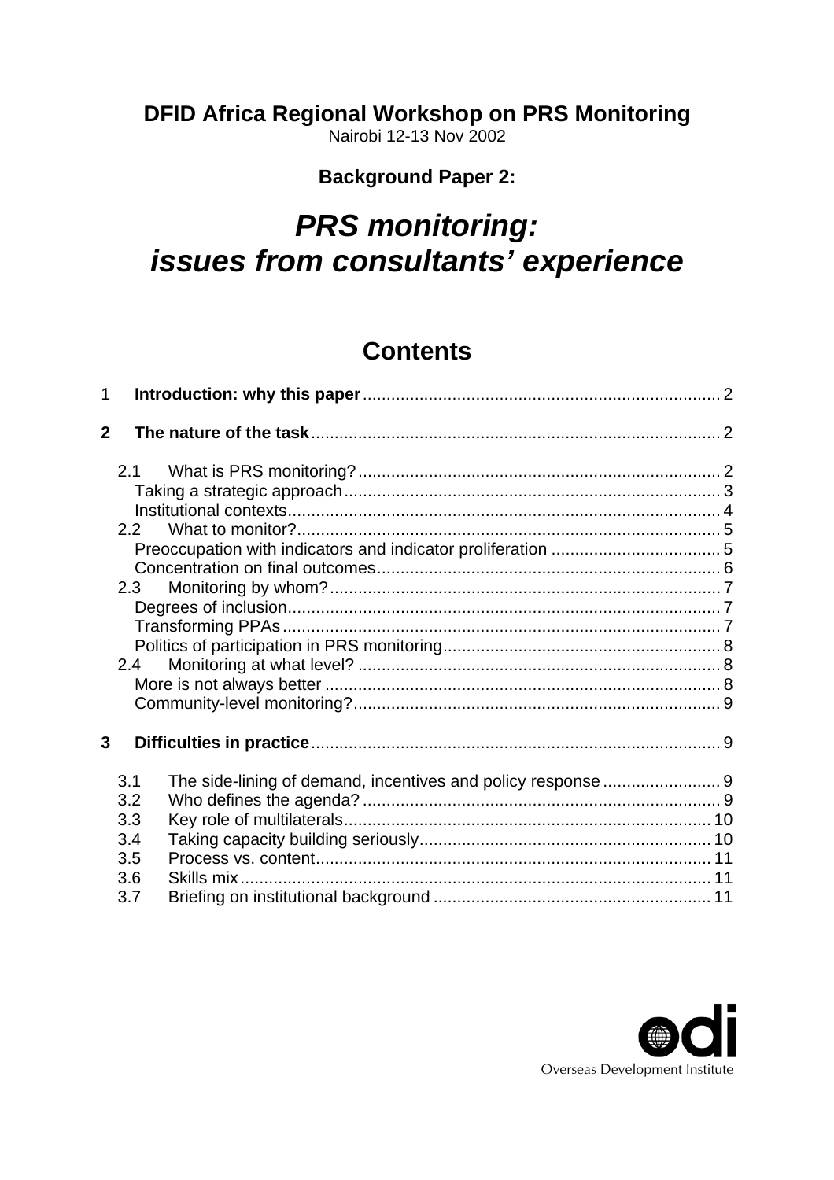**DFID Africa Regional Workshop on PRS Monitoring**
Nairobi 12-13 Nov 2002

**Background Paper 2:**

# *PRS monitoring: issues from consultants' experience*

## Contents

1 **Introduction: why this paper** ........ 2

**2 The nature of the task** ........ 2

- 2.1 What is PRS monitoring? ........ 2
  - Taking a strategic approach ........ 3
  - Institutional contexts ........ 4
- 2.2 What to monitor? ........ 5
  - Preoccupation with indicators and indicator proliferation ........ 5
  - Concentration on final outcomes ........ 6
- 2.3 Monitoring by whom? ........ 7
  - Degrees of inclusion ........ 7
  - Transforming PPAs ........ 7
  - Politics of participation in PRS monitoring ........ 8
- 2.4 Monitoring at what level? ........ 8
  - More is not always better ........ 8
  - Community-level monitoring? ........ 9

**3 Difficulties in practice** ........ 9

- 3.1 The side-lining of demand, incentives and policy response ........ 9
- 3.2 Who defines the agenda? ........ 9
- 3.3 Key role of multilaterals ........ 10
- 3.4 Taking capacity building seriously ........ 10
- 3.5 Process vs. content ........ 11
- 3.6 Skills mix ........ 11
- 3.7 Briefing on institutional background ........ 11

odi
Overseas Development Institute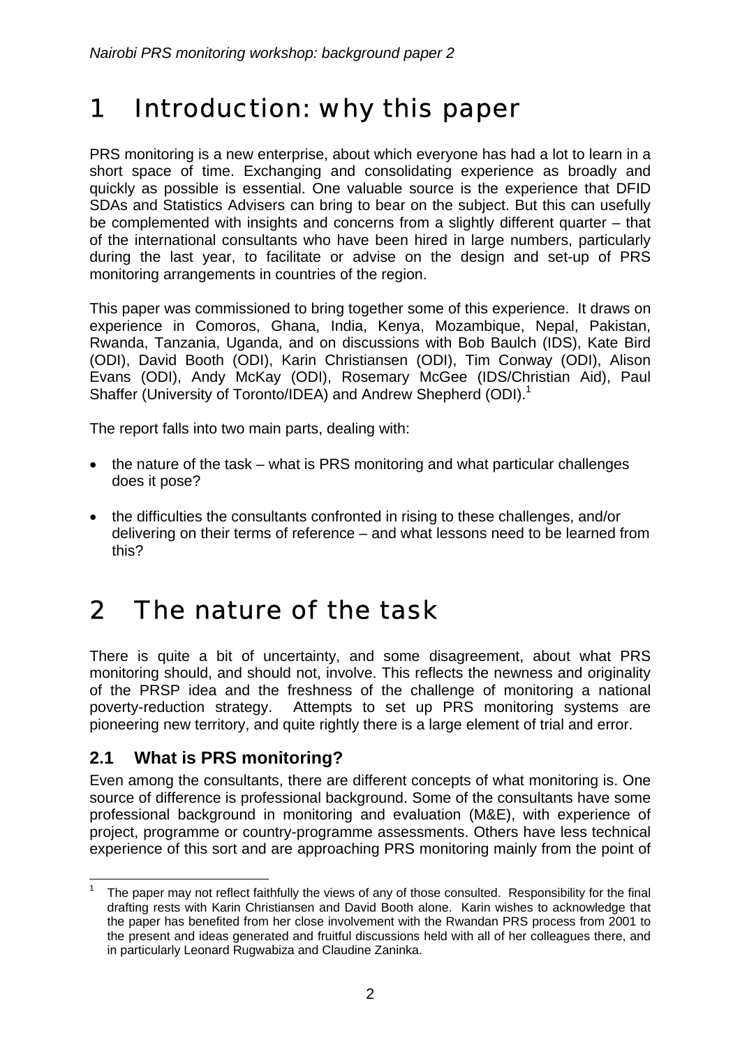# 1 Introduction: why this paper

PRS monitoring is a new enterprise, about which everyone has had a lot to learn in a short space of time. Exchanging and consolidating experience as broadly and quickly as possible is essential. One valuable source is the experience that DFID SDAs and Statistics Advisers can bring to bear on the subject. But this can usefully be complemented with insights and concerns from a slightly different quarter – that of the international consultants who have been hired in large numbers, particularly during the last year, to facilitate or advise on the design and set-up of PRS monitoring arrangements in countries of the region.

This paper was commissioned to bring together some of this experience. It draws on experience in Comoros, Ghana, India, Kenya, Mozambique, Nepal, Pakistan, Rwanda, Tanzania, Uganda, and on discussions with Bob Baulch (IDS), Kate Bird (ODI), David Booth (ODI), Karin Christiansen (ODI), Tim Conway (ODI), Alison Evans (ODI), Andy McKay (ODI), Rosemary McGee (IDS/Christian Aid), Paul Shaffer (University of Toronto/IDEA) and Andrew Shepherd (ODI).[1]

The report falls into two main parts, dealing with:

- the nature of the task – what is PRS monitoring and what particular challenges does it pose?
- the difficulties the consultants confronted in rising to these challenges, and/or delivering on their terms of reference – and what lessons need to be learned from this?

# 2 The nature of the task

There is quite a bit of uncertainty, and some disagreement, about what PRS monitoring should, and should not, involve. This reflects the newness and originality of the PRSP idea and the freshness of the challenge of monitoring a national poverty-reduction strategy. Attempts to set up PRS monitoring systems are pioneering new territory, and quite rightly there is a large element of trial and error.

## 2.1 What is PRS monitoring?

Even among the consultants, there are different concepts of what monitoring is. One source of difference is professional background. Some of the consultants have some professional background in monitoring and evaluation (M&E), with experience of project, programme or country-programme assessments. Others have less technical experience of this sort and are approaching PRS monitoring mainly from the point of

[1] The paper may not reflect faithfully the views of any of those consulted. Responsibility for the final drafting rests with Karin Christiansen and David Booth alone. Karin wishes to acknowledge that the paper has benefited from her close involvement with the Rwandan PRS process from 2001 to the present and ideas generated and fruitful discussions held with all of her colleagues there, and in particularly Leonard Rugwabiza and Claudine Zaninka.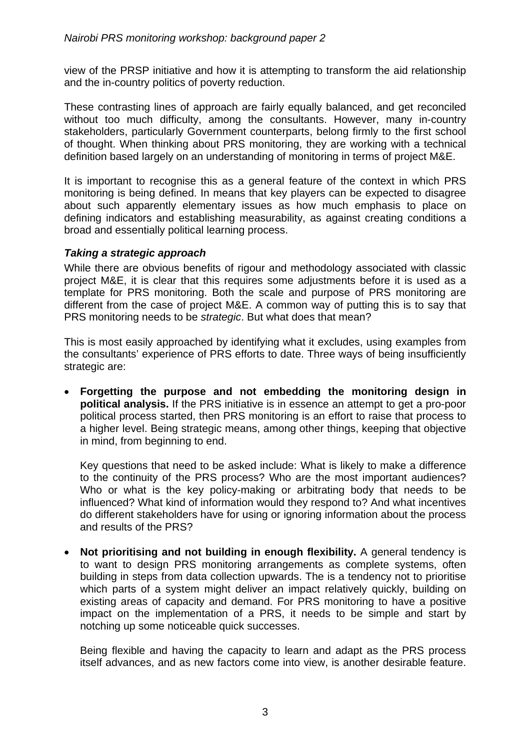view of the PRSP initiative and how it is attempting to transform the aid relationship and the in-country politics of poverty reduction.

These contrasting lines of approach are fairly equally balanced, and get reconciled without too much difficulty, among the consultants. However, many in-country stakeholders, particularly Government counterparts, belong firmly to the first school of thought. When thinking about PRS monitoring, they are working with a technical definition based largely on an understanding of monitoring in terms of project M&E.

It is important to recognise this as a general feature of the context in which PRS monitoring is being defined. In means that key players can be expected to disagree about such apparently elementary issues as how much emphasis to place on defining indicators and establishing measurability, as against creating conditions a broad and essentially political learning process.

### *Taking a strategic approach*

While there are obvious benefits of rigour and methodology associated with classic project M&E, it is clear that this requires some adjustments before it is used as a template for PRS monitoring. Both the scale and purpose of PRS monitoring are different from the case of project M&E. A common way of putting this is to say that PRS monitoring needs to be *strategic*. But what does that mean?

This is most easily approached by identifying what it excludes, using examples from the consultants' experience of PRS efforts to date. Three ways of being insufficiently strategic are:

- **Forgetting the purpose and not embedding the monitoring design in political analysis.** If the PRS initiative is in essence an attempt to get a pro-poor political process started, then PRS monitoring is an effort to raise that process to a higher level. Being strategic means, among other things, keeping that objective in mind, from beginning to end.

  Key questions that need to be asked include: What is likely to make a difference to the continuity of the PRS process? Who are the most important audiences? Who or what is the key policy-making or arbitrating body that needs to be influenced? What kind of information would they respond to? And what incentives do different stakeholders have for using or ignoring information about the process and results of the PRS?

- **Not prioritising and not building in enough flexibility.** A general tendency is to want to design PRS monitoring arrangements as complete systems, often building in steps from data collection upwards. The is a tendency not to prioritise which parts of a system might deliver an impact relatively quickly, building on existing areas of capacity and demand. For PRS monitoring to have a positive impact on the implementation of a PRS, it needs to be simple and start by notching up some noticeable quick successes.

  Being flexible and having the capacity to learn and adapt as the PRS process itself advances, and as new factors come into view, is another desirable feature.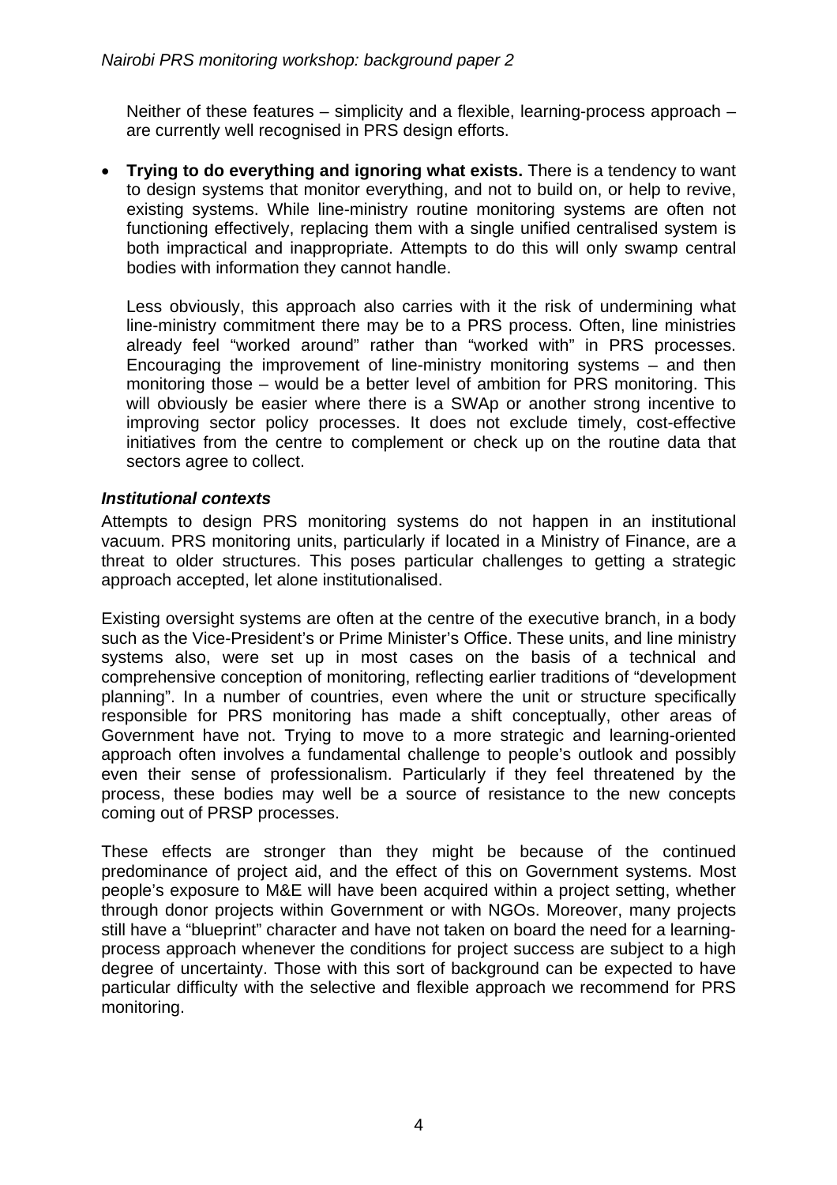Neither of these features – simplicity and a flexible, learning-process approach – are currently well recognised in PRS design efforts.

- **Trying to do everything and ignoring what exists.** There is a tendency to want to design systems that monitor everything, and not to build on, or help to revive, existing systems. While line-ministry routine monitoring systems are often not functioning effectively, replacing them with a single unified centralised system is both impractical and inappropriate. Attempts to do this will only swamp central bodies with information they cannot handle.

  Less obviously, this approach also carries with it the risk of undermining what line-ministry commitment there may be to a PRS process. Often, line ministries already feel "worked around" rather than "worked with" in PRS processes. Encouraging the improvement of line-ministry monitoring systems – and then monitoring those – would be a better level of ambition for PRS monitoring. This will obviously be easier where there is a SWAp or another strong incentive to improving sector policy processes. It does not exclude timely, cost-effective initiatives from the centre to complement or check up on the routine data that sectors agree to collect.

### *Institutional contexts*

Attempts to design PRS monitoring systems do not happen in an institutional vacuum. PRS monitoring units, particularly if located in a Ministry of Finance, are a threat to older structures. This poses particular challenges to getting a strategic approach accepted, let alone institutionalised.

Existing oversight systems are often at the centre of the executive branch, in a body such as the Vice-President's or Prime Minister's Office. These units, and line ministry systems also, were set up in most cases on the basis of a technical and comprehensive conception of monitoring, reflecting earlier traditions of "development planning". In a number of countries, even where the unit or structure specifically responsible for PRS monitoring has made a shift conceptually, other areas of Government have not. Trying to move to a more strategic and learning-oriented approach often involves a fundamental challenge to people's outlook and possibly even their sense of professionalism. Particularly if they feel threatened by the process, these bodies may well be a source of resistance to the new concepts coming out of PRSP processes.

These effects are stronger than they might be because of the continued predominance of project aid, and the effect of this on Government systems. Most people's exposure to M&E will have been acquired within a project setting, whether through donor projects within Government or with NGOs. Moreover, many projects still have a "blueprint" character and have not taken on board the need for a learning-process approach whenever the conditions for project success are subject to a high degree of uncertainty. Those with this sort of background can be expected to have particular difficulty with the selective and flexible approach we recommend for PRS monitoring.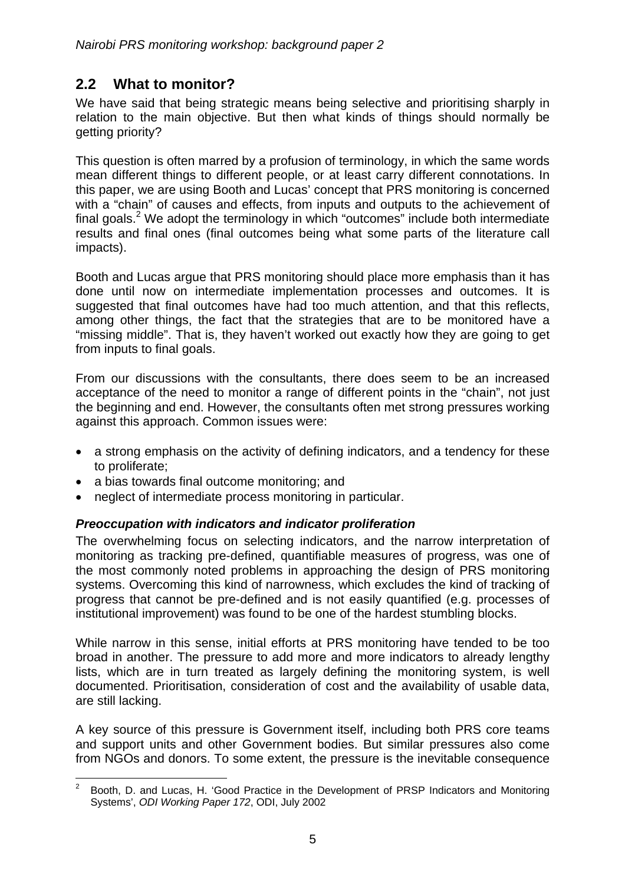## 2.2 What to monitor?

We have said that being strategic means being selective and prioritising sharply in relation to the main objective. But then what kinds of things should normally be getting priority?

This question is often marred by a profusion of terminology, in which the same words mean different things to different people, or at least carry different connotations. In this paper, we are using Booth and Lucas' concept that PRS monitoring is concerned with a "chain" of causes and effects, from inputs and outputs to the achievement of final goals.[2] We adopt the terminology in which "outcomes" include both intermediate results and final ones (final outcomes being what some parts of the literature call impacts).

Booth and Lucas argue that PRS monitoring should place more emphasis than it has done until now on intermediate implementation processes and outcomes. It is suggested that final outcomes have had too much attention, and that this reflects, among other things, the fact that the strategies that are to be monitored have a "missing middle". That is, they haven't worked out exactly how they are going to get from inputs to final goals.

From our discussions with the consultants, there does seem to be an increased acceptance of the need to monitor a range of different points in the "chain", not just the beginning and end. However, the consultants often met strong pressures working against this approach. Common issues were:

- a strong emphasis on the activity of defining indicators, and a tendency for these to proliferate;
- a bias towards final outcome monitoring; and
- neglect of intermediate process monitoring in particular.

### *Preoccupation with indicators and indicator proliferation*

The overwhelming focus on selecting indicators, and the narrow interpretation of monitoring as tracking pre-defined, quantifiable measures of progress, was one of the most commonly noted problems in approaching the design of PRS monitoring systems. Overcoming this kind of narrowness, which excludes the kind of tracking of progress that cannot be pre-defined and is not easily quantified (e.g. processes of institutional improvement) was found to be one of the hardest stumbling blocks.

While narrow in this sense, initial efforts at PRS monitoring have tended to be too broad in another. The pressure to add more and more indicators to already lengthy lists, which are in turn treated as largely defining the monitoring system, is well documented. Prioritisation, consideration of cost and the availability of usable data, are still lacking.

A key source of this pressure is Government itself, including both PRS core teams and support units and other Government bodies. But similar pressures also come from NGOs and donors. To some extent, the pressure is the inevitable consequence

---

[2] Booth, D. and Lucas, H. 'Good Practice in the Development of PRSP Indicators and Monitoring Systems', *ODI Working Paper 172*, ODI, July 2002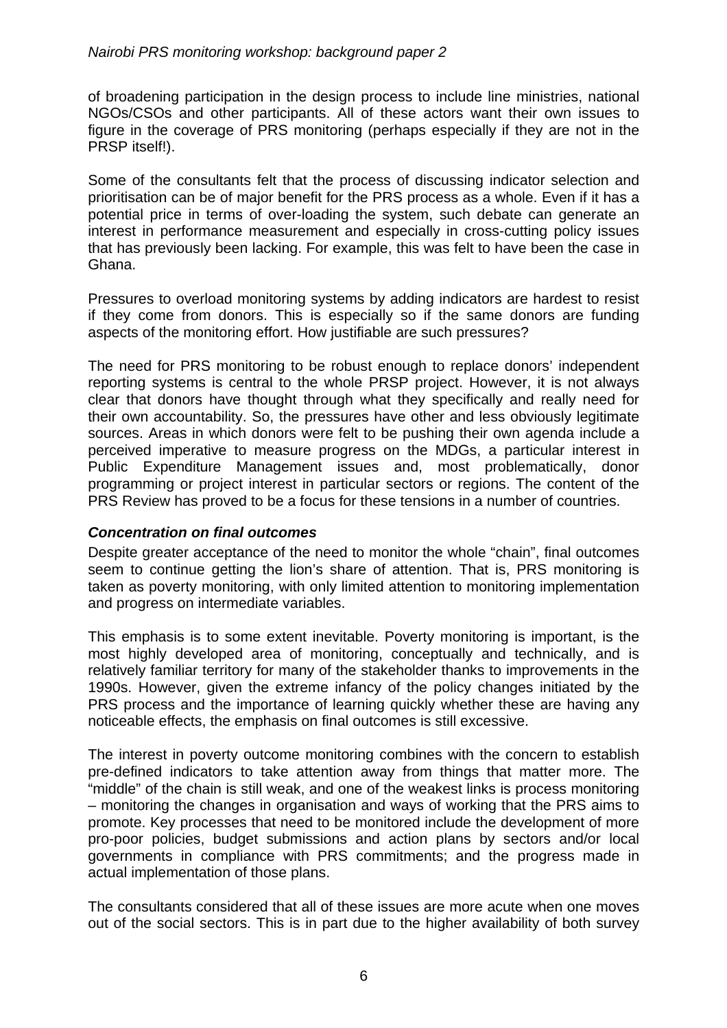of broadening participation in the design process to include line ministries, national NGOs/CSOs and other participants. All of these actors want their own issues to figure in the coverage of PRS monitoring (perhaps especially if they are not in the PRSP itself!).

Some of the consultants felt that the process of discussing indicator selection and prioritisation can be of major benefit for the PRS process as a whole. Even if it has a potential price in terms of over-loading the system, such debate can generate an interest in performance measurement and especially in cross-cutting policy issues that has previously been lacking. For example, this was felt to have been the case in Ghana.

Pressures to overload monitoring systems by adding indicators are hardest to resist if they come from donors. This is especially so if the same donors are funding aspects of the monitoring effort. How justifiable are such pressures?

The need for PRS monitoring to be robust enough to replace donors' independent reporting systems is central to the whole PRSP project. However, it is not always clear that donors have thought through what they specifically and really need for their own accountability. So, the pressures have other and less obviously legitimate sources. Areas in which donors were felt to be pushing their own agenda include a perceived imperative to measure progress on the MDGs, a particular interest in Public Expenditure Management issues and, most problematically, donor programming or project interest in particular sectors or regions. The content of the PRS Review has proved to be a focus for these tensions in a number of countries.

### *Concentration on final outcomes*

Despite greater acceptance of the need to monitor the whole "chain", final outcomes seem to continue getting the lion's share of attention. That is, PRS monitoring is taken as poverty monitoring, with only limited attention to monitoring implementation and progress on intermediate variables.

This emphasis is to some extent inevitable. Poverty monitoring is important, is the most highly developed area of monitoring, conceptually and technically, and is relatively familiar territory for many of the stakeholder thanks to improvements in the 1990s. However, given the extreme infancy of the policy changes initiated by the PRS process and the importance of learning quickly whether these are having any noticeable effects, the emphasis on final outcomes is still excessive.

The interest in poverty outcome monitoring combines with the concern to establish pre-defined indicators to take attention away from things that matter more. The "middle" of the chain is still weak, and one of the weakest links is process monitoring – monitoring the changes in organisation and ways of working that the PRS aims to promote. Key processes that need to be monitored include the development of more pro-poor policies, budget submissions and action plans by sectors and/or local governments in compliance with PRS commitments; and the progress made in actual implementation of those plans.

The consultants considered that all of these issues are more acute when one moves out of the social sectors. This is in part due to the higher availability of both survey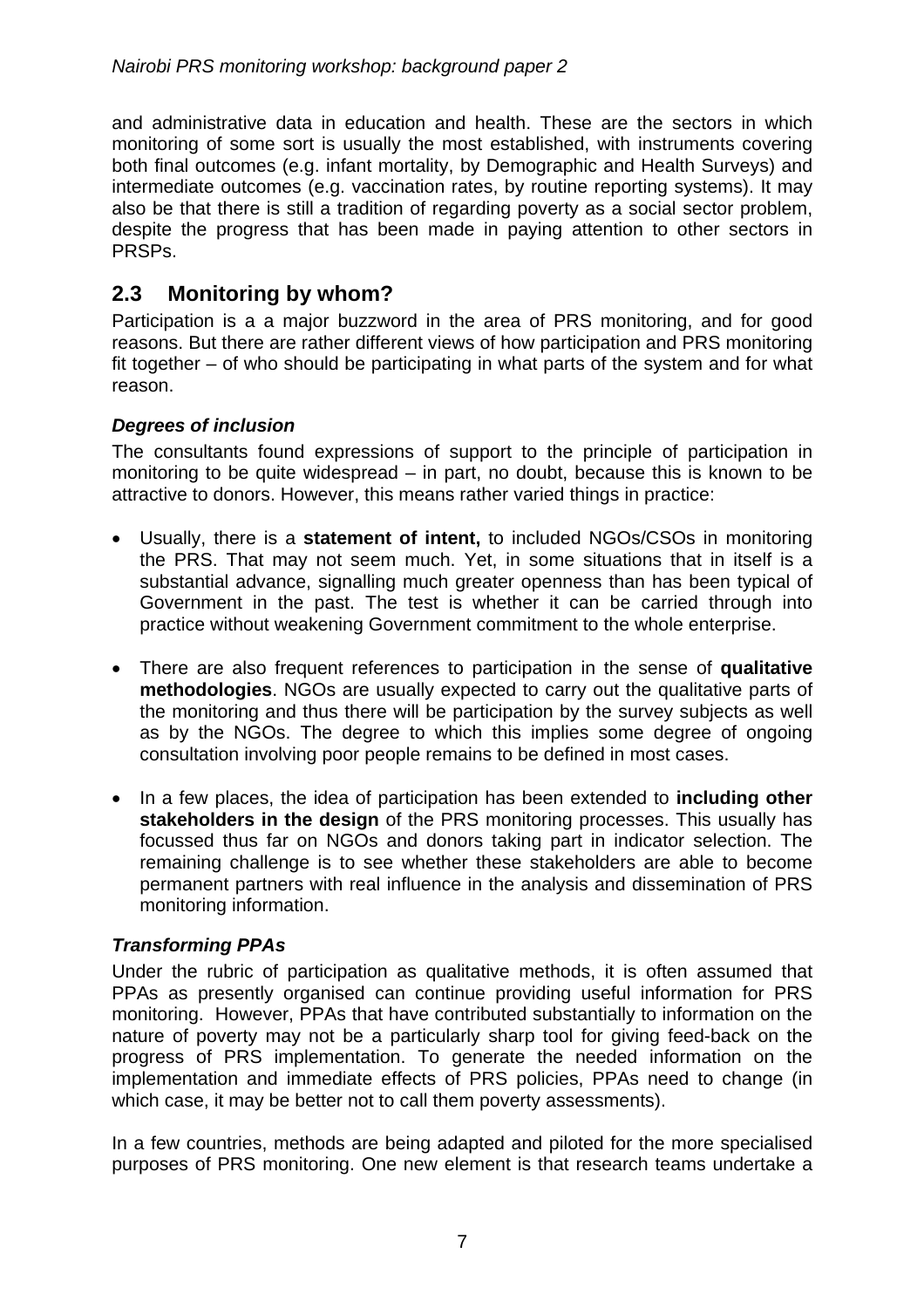and administrative data in education and health. These are the sectors in which monitoring of some sort is usually the most established, with instruments covering both final outcomes (e.g. infant mortality, by Demographic and Health Surveys) and intermediate outcomes (e.g. vaccination rates, by routine reporting systems). It may also be that there is still a tradition of regarding poverty as a social sector problem, despite the progress that has been made in paying attention to other sectors in PRSPs.

## 2.3 Monitoring by whom?

Participation is a a major buzzword in the area of PRS monitoring, and for good reasons. But there are rather different views of how participation and PRS monitoring fit together – of who should be participating in what parts of the system and for what reason.

### *Degrees of inclusion*

The consultants found expressions of support to the principle of participation in monitoring to be quite widespread – in part, no doubt, because this is known to be attractive to donors. However, this means rather varied things in practice:

- Usually, there is a **statement of intent,** to included NGOs/CSOs in monitoring the PRS. That may not seem much. Yet, in some situations that in itself is a substantial advance, signalling much greater openness than has been typical of Government in the past. The test is whether it can be carried through into practice without weakening Government commitment to the whole enterprise.

- There are also frequent references to participation in the sense of **qualitative methodologies**. NGOs are usually expected to carry out the qualitative parts of the monitoring and thus there will be participation by the survey subjects as well as by the NGOs. The degree to which this implies some degree of ongoing consultation involving poor people remains to be defined in most cases.

- In a few places, the idea of participation has been extended to **including other stakeholders in the design** of the PRS monitoring processes. This usually has focussed thus far on NGOs and donors taking part in indicator selection. The remaining challenge is to see whether these stakeholders are able to become permanent partners with real influence in the analysis and dissemination of PRS monitoring information.

### *Transforming PPAs*

Under the rubric of participation as qualitative methods, it is often assumed that PPAs as presently organised can continue providing useful information for PRS monitoring. However, PPAs that have contributed substantially to information on the nature of poverty may not be a particularly sharp tool for giving feed-back on the progress of PRS implementation. To generate the needed information on the implementation and immediate effects of PRS policies, PPAs need to change (in which case, it may be better not to call them poverty assessments).

In a few countries, methods are being adapted and piloted for the more specialised purposes of PRS monitoring. One new element is that research teams undertake a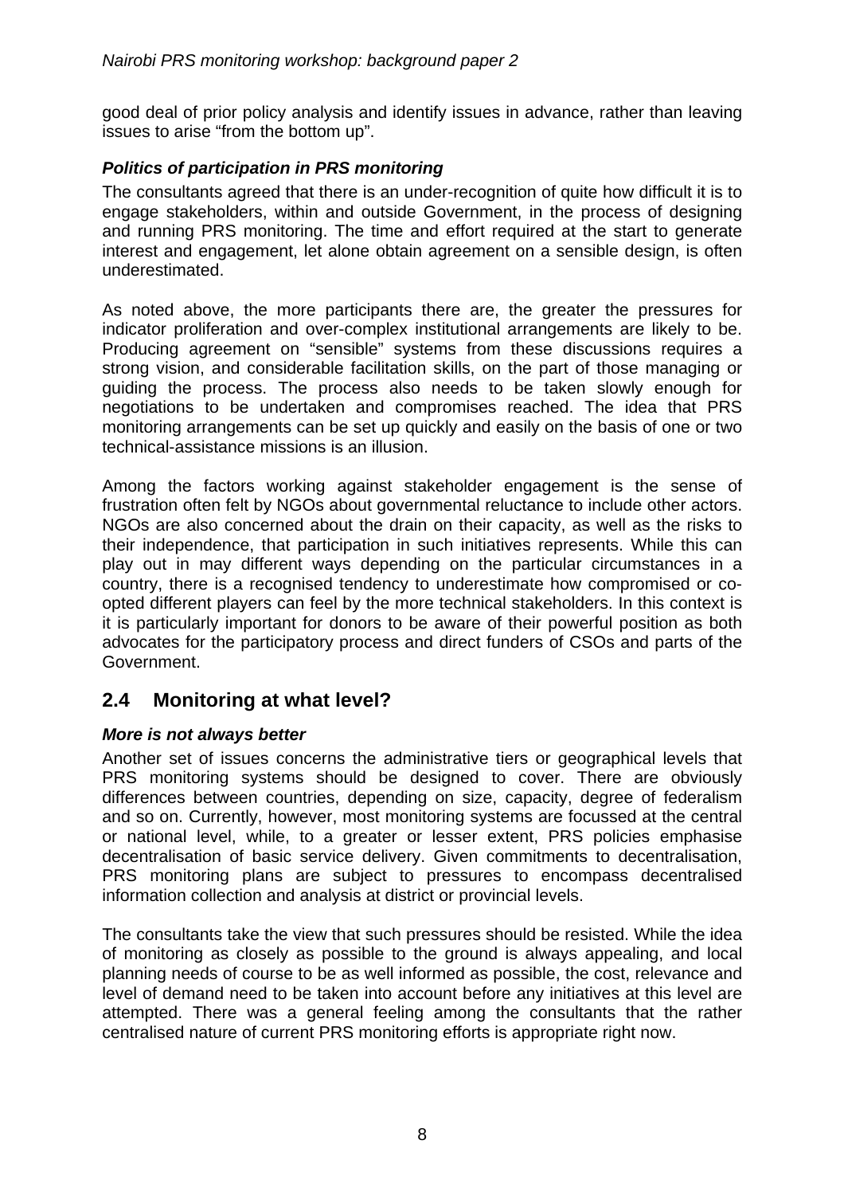good deal of prior policy analysis and identify issues in advance, rather than leaving issues to arise "from the bottom up".

### *Politics of participation in PRS monitoring*

The consultants agreed that there is an under-recognition of quite how difficult it is to engage stakeholders, within and outside Government, in the process of designing and running PRS monitoring. The time and effort required at the start to generate interest and engagement, let alone obtain agreement on a sensible design, is often underestimated.

As noted above, the more participants there are, the greater the pressures for indicator proliferation and over-complex institutional arrangements are likely to be. Producing agreement on "sensible" systems from these discussions requires a strong vision, and considerable facilitation skills, on the part of those managing or guiding the process. The process also needs to be taken slowly enough for negotiations to be undertaken and compromises reached. The idea that PRS monitoring arrangements can be set up quickly and easily on the basis of one or two technical-assistance missions is an illusion.

Among the factors working against stakeholder engagement is the sense of frustration often felt by NGOs about governmental reluctance to include other actors. NGOs are also concerned about the drain on their capacity, as well as the risks to their independence, that participation in such initiatives represents. While this can play out in may different ways depending on the particular circumstances in a country, there is a recognised tendency to underestimate how compromised or co-opted different players can feel by the more technical stakeholders. In this context is it is particularly important for donors to be aware of their powerful position as both advocates for the participatory process and direct funders of CSOs and parts of the Government.

## 2.4 Monitoring at what level?

### *More is not always better*

Another set of issues concerns the administrative tiers or geographical levels that PRS monitoring systems should be designed to cover. There are obviously differences between countries, depending on size, capacity, degree of federalism and so on. Currently, however, most monitoring systems are focussed at the central or national level, while, to a greater or lesser extent, PRS policies emphasise decentralisation of basic service delivery. Given commitments to decentralisation, PRS monitoring plans are subject to pressures to encompass decentralised information collection and analysis at district or provincial levels.

The consultants take the view that such pressures should be resisted. While the idea of monitoring as closely as possible to the ground is always appealing, and local planning needs of course to be as well informed as possible, the cost, relevance and level of demand need to be taken into account before any initiatives at this level are attempted. There was a general feeling among the consultants that the rather centralised nature of current PRS monitoring efforts is appropriate right now.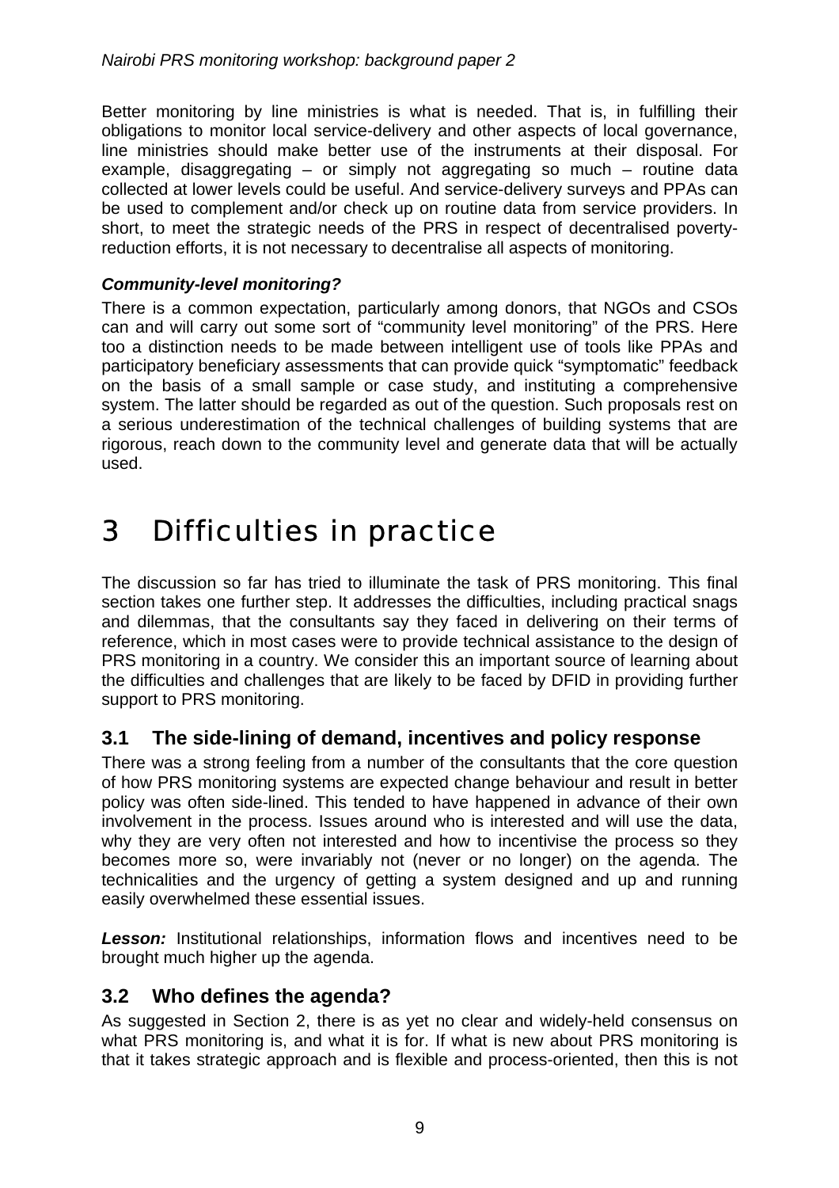Better monitoring by line ministries is what is needed. That is, in fulfilling their obligations to monitor local service-delivery and other aspects of local governance, line ministries should make better use of the instruments at their disposal. For example, disaggregating – or simply not aggregating so much – routine data collected at lower levels could be useful. And service-delivery surveys and PPAs can be used to complement and/or check up on routine data from service providers. In short, to meet the strategic needs of the PRS in respect of decentralised poverty-reduction efforts, it is not necessary to decentralise all aspects of monitoring.

***Community-level monitoring?***

There is a common expectation, particularly among donors, that NGOs and CSOs can and will carry out some sort of "community level monitoring" of the PRS. Here too a distinction needs to be made between intelligent use of tools like PPAs and participatory beneficiary assessments that can provide quick "symptomatic" feedback on the basis of a small sample or case study, and instituting a comprehensive system. The latter should be regarded as out of the question. Such proposals rest on a serious underestimation of the technical challenges of building systems that are rigorous, reach down to the community level and generate data that will be actually used.

# 3 Difficulties in practice

The discussion so far has tried to illuminate the task of PRS monitoring. This final section takes one further step. It addresses the difficulties, including practical snags and dilemmas, that the consultants say they faced in delivering on their terms of reference, which in most cases were to provide technical assistance to the design of PRS monitoring in a country. We consider this an important source of learning about the difficulties and challenges that are likely to be faced by DFID in providing further support to PRS monitoring.

## 3.1 The side-lining of demand, incentives and policy response

There was a strong feeling from a number of the consultants that the core question of how PRS monitoring systems are expected change behaviour and result in better policy was often side-lined. This tended to have happened in advance of their own involvement in the process. Issues around who is interested and will use the data, why they are very often not interested and how to incentivise the process so they becomes more so, were invariably not (never or no longer) on the agenda. The technicalities and the urgency of getting a system designed and up and running easily overwhelmed these essential issues.

***Lesson:*** Institutional relationships, information flows and incentives need to be brought much higher up the agenda.

## 3.2 Who defines the agenda?

As suggested in Section 2, there is as yet no clear and widely-held consensus on what PRS monitoring is, and what it is for. If what is new about PRS monitoring is that it takes strategic approach and is flexible and process-oriented, then this is not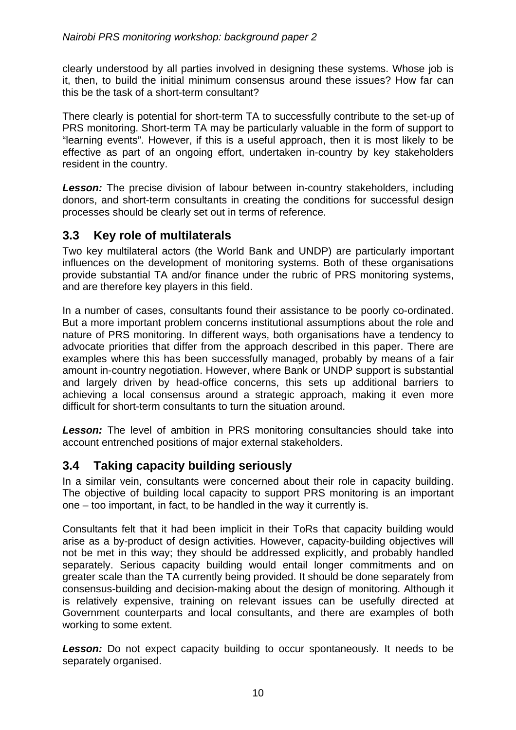clearly understood by all parties involved in designing these systems. Whose job is it, then, to build the initial minimum consensus around these issues? How far can this be the task of a short-term consultant?

There clearly is potential for short-term TA to successfully contribute to the set-up of PRS monitoring. Short-term TA may be particularly valuable in the form of support to "learning events". However, if this is a useful approach, then it is most likely to be effective as part of an ongoing effort, undertaken in-country by key stakeholders resident in the country.

***Lesson:*** The precise division of labour between in-country stakeholders, including donors, and short-term consultants in creating the conditions for successful design processes should be clearly set out in terms of reference.

## 3.3 Key role of multilaterals

Two key multilateral actors (the World Bank and UNDP) are particularly important influences on the development of monitoring systems. Both of these organisations provide substantial TA and/or finance under the rubric of PRS monitoring systems, and are therefore key players in this field.

In a number of cases, consultants found their assistance to be poorly co-ordinated. But a more important problem concerns institutional assumptions about the role and nature of PRS monitoring. In different ways, both organisations have a tendency to advocate priorities that differ from the approach described in this paper. There are examples where this has been successfully managed, probably by means of a fair amount in-country negotiation. However, where Bank or UNDP support is substantial and largely driven by head-office concerns, this sets up additional barriers to achieving a local consensus around a strategic approach, making it even more difficult for short-term consultants to turn the situation around.

***Lesson:*** The level of ambition in PRS monitoring consultancies should take into account entrenched positions of major external stakeholders.

## 3.4 Taking capacity building seriously

In a similar vein, consultants were concerned about their role in capacity building. The objective of building local capacity to support PRS monitoring is an important one – too important, in fact, to be handled in the way it currently is.

Consultants felt that it had been implicit in their ToRs that capacity building would arise as a by-product of design activities. However, capacity-building objectives will not be met in this way; they should be addressed explicitly, and probably handled separately. Serious capacity building would entail longer commitments and on greater scale than the TA currently being provided. It should be done separately from consensus-building and decision-making about the design of monitoring. Although it is relatively expensive, training on relevant issues can be usefully directed at Government counterparts and local consultants, and there are examples of both working to some extent.

***Lesson:*** Do not expect capacity building to occur spontaneously. It needs to be separately organised.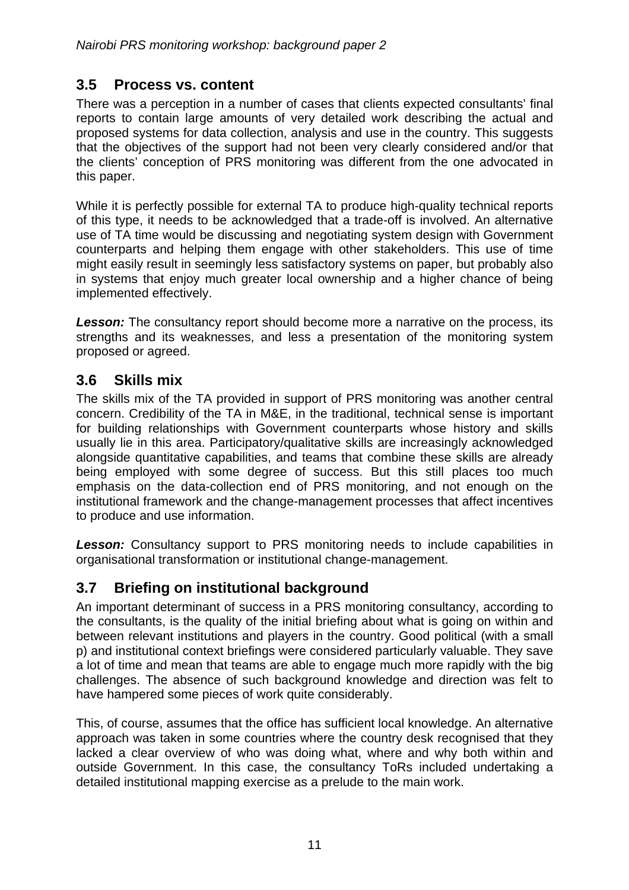## 3.5 Process vs. content

There was a perception in a number of cases that clients expected consultants' final reports to contain large amounts of very detailed work describing the actual and proposed systems for data collection, analysis and use in the country. This suggests that the objectives of the support had not been very clearly considered and/or that the clients' conception of PRS monitoring was different from the one advocated in this paper.

While it is perfectly possible for external TA to produce high-quality technical reports of this type, it needs to be acknowledged that a trade-off is involved. An alternative use of TA time would be discussing and negotiating system design with Government counterparts and helping them engage with other stakeholders. This use of time might easily result in seemingly less satisfactory systems on paper, but probably also in systems that enjoy much greater local ownership and a higher chance of being implemented effectively.

***Lesson:*** The consultancy report should become more a narrative on the process, its strengths and its weaknesses, and less a presentation of the monitoring system proposed or agreed.

## 3.6 Skills mix

The skills mix of the TA provided in support of PRS monitoring was another central concern. Credibility of the TA in M&E, in the traditional, technical sense is important for building relationships with Government counterparts whose history and skills usually lie in this area. Participatory/qualitative skills are increasingly acknowledged alongside quantitative capabilities, and teams that combine these skills are already being employed with some degree of success. But this still places too much emphasis on the data-collection end of PRS monitoring, and not enough on the institutional framework and the change-management processes that affect incentives to produce and use information.

***Lesson:*** Consultancy support to PRS monitoring needs to include capabilities in organisational transformation or institutional change-management.

## 3.7 Briefing on institutional background

An important determinant of success in a PRS monitoring consultancy, according to the consultants, is the quality of the initial briefing about what is going on within and between relevant institutions and players in the country. Good political (with a small p) and institutional context briefings were considered particularly valuable. They save a lot of time and mean that teams are able to engage much more rapidly with the big challenges. The absence of such background knowledge and direction was felt to have hampered some pieces of work quite considerably.

This, of course, assumes that the office has sufficient local knowledge. An alternative approach was taken in some countries where the country desk recognised that they lacked a clear overview of who was doing what, where and why both within and outside Government. In this case, the consultancy ToRs included undertaking a detailed institutional mapping exercise as a prelude to the main work.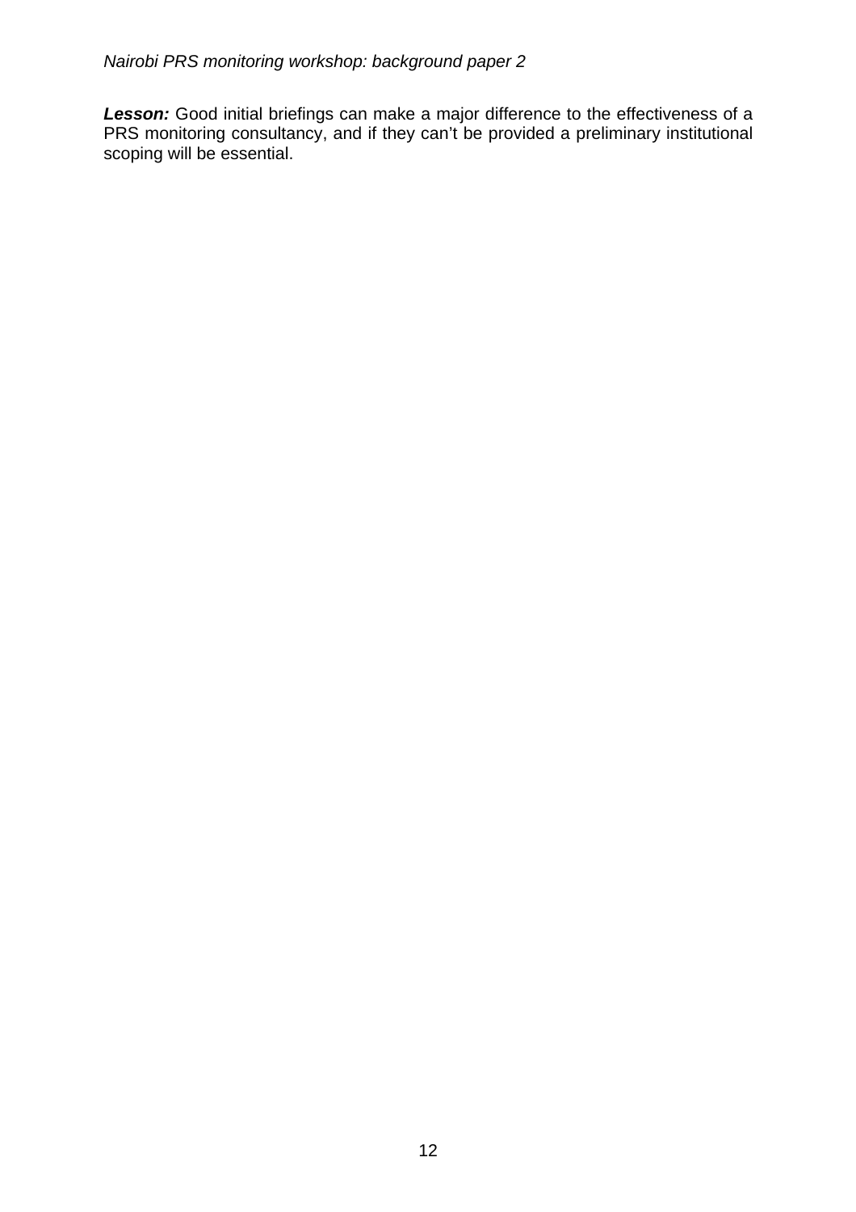***Lesson:*** Good initial briefings can make a major difference to the effectiveness of a PRS monitoring consultancy, and if they can't be provided a preliminary institutional scoping will be essential.